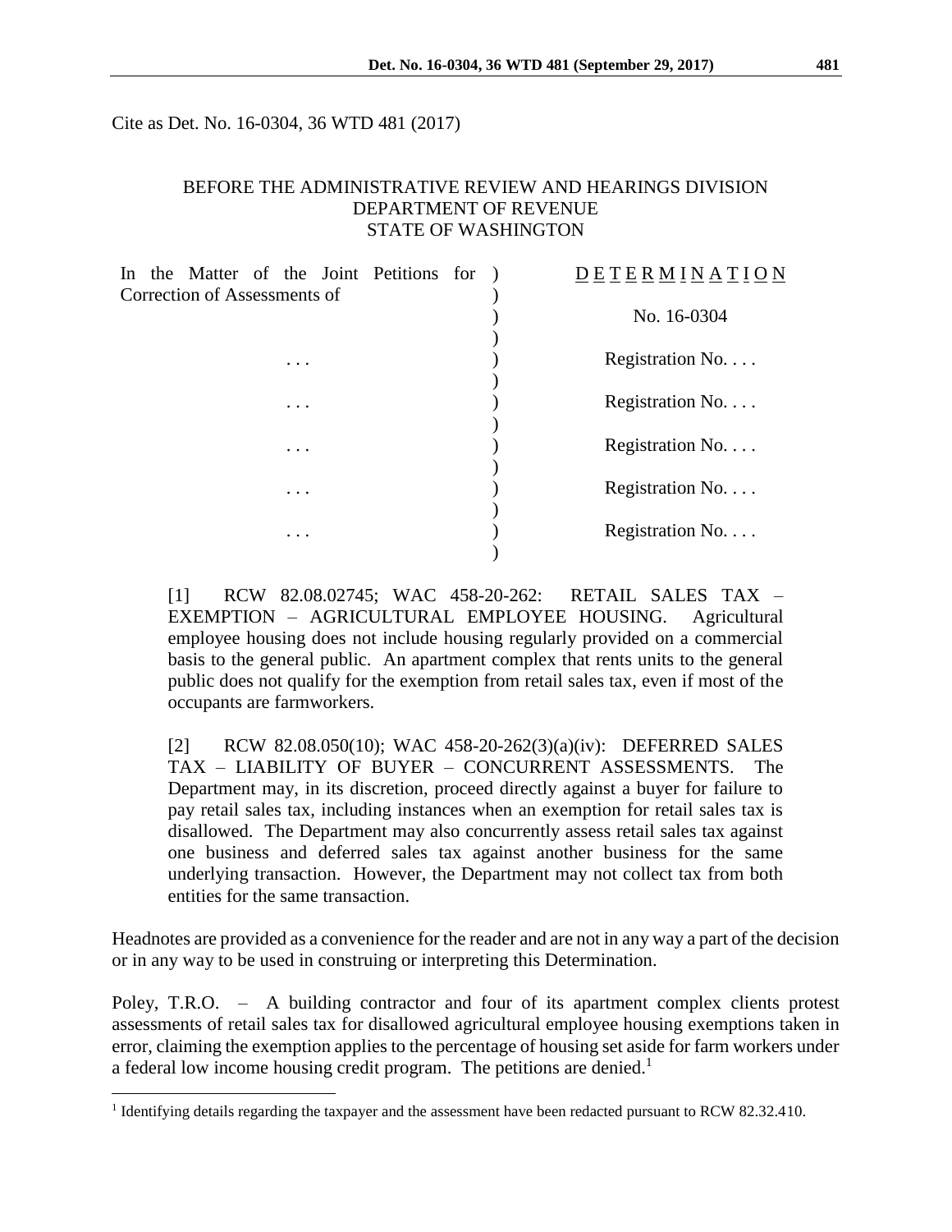Cite as Det. No. 16-0304, 36 WTD 481 (2017)

BEFORE THE ADMINISTRATIVE REVIEW AND HEARINGS DIVISION
DEPARTMENT OF REVENUE
STATE OF WASHINGTON

| In the Matter of the Joint Petitions for Correction of Assessments of | D E T E R M I N A T I O N |
|---|---|
| | No. 16-0304 |
| . . . | Registration No. . . . |
| . . . | Registration No. . . . |
| . . . | Registration No. . . . |
| . . . | Registration No. . . . |
| . . . | Registration No. . . . |

[1] RCW 82.08.02745; WAC 458-20-262: RETAIL SALES TAX – EXEMPTION – AGRICULTURAL EMPLOYEE HOUSING. Agricultural employee housing does not include housing regularly provided on a commercial basis to the general public. An apartment complex that rents units to the general public does not qualify for the exemption from retail sales tax, even if most of the occupants are farmworkers.

[2] RCW 82.08.050(10); WAC 458-20-262(3)(a)(iv): DEFERRED SALES TAX – LIABILITY OF BUYER – CONCURRENT ASSESSMENTS. The Department may, in its discretion, proceed directly against a buyer for failure to pay retail sales tax, including instances when an exemption for retail sales tax is disallowed. The Department may also concurrently assess retail sales tax against one business and deferred sales tax against another business for the same underlying transaction. However, the Department may not collect tax from both entities for the same transaction.

Headnotes are provided as a convenience for the reader and are not in any way a part of the decision or in any way to be used in construing or interpreting this Determination.

Poley, T.R.O. – A building contractor and four of its apartment complex clients protest assessments of retail sales tax for disallowed agricultural employee housing exemptions taken in error, claiming the exemption applies to the percentage of housing set aside for farm workers under a federal low income housing credit program. The petitions are denied.[1]

[1] Identifying details regarding the taxpayer and the assessment have been redacted pursuant to RCW 82.32.410.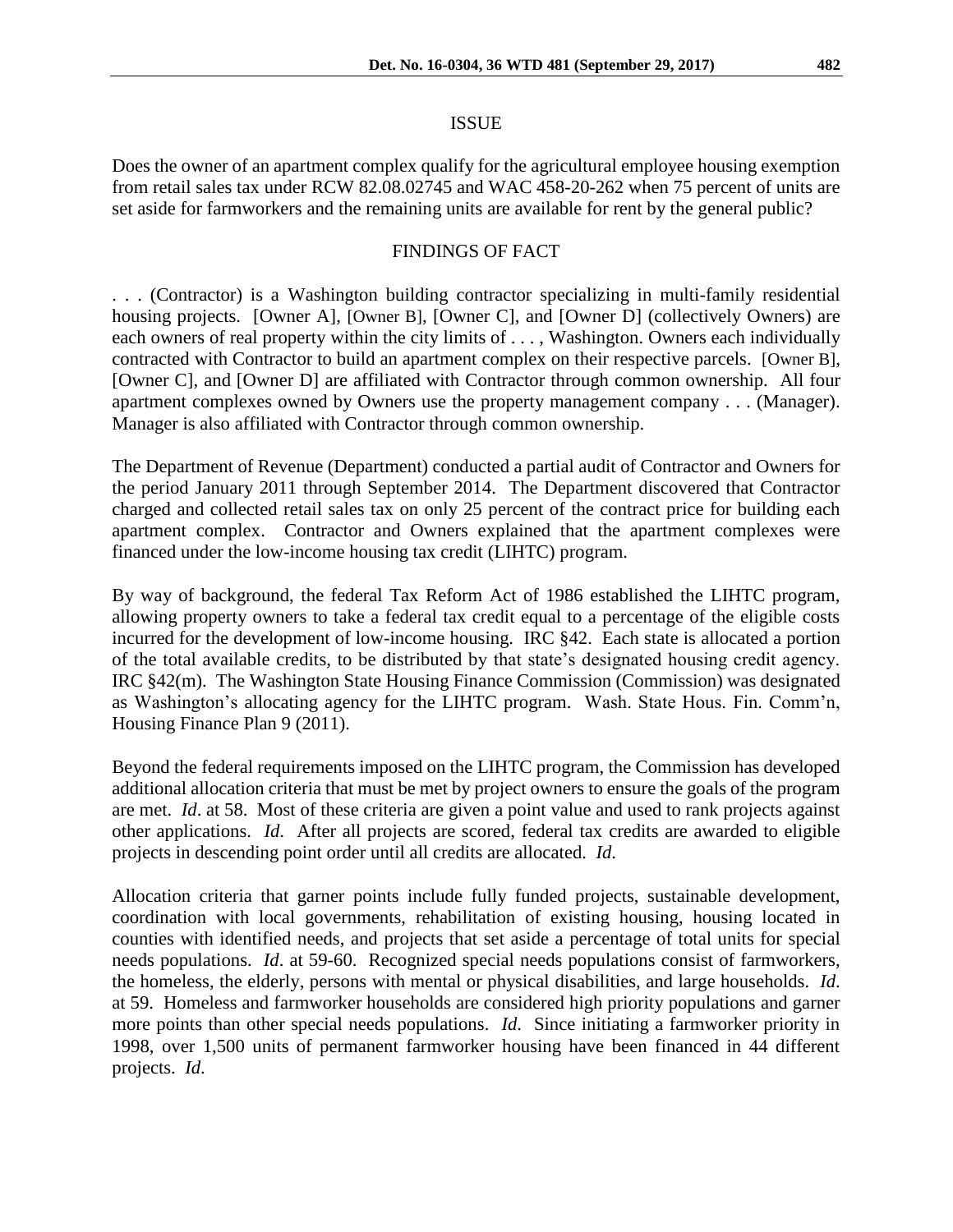## ISSUE

Does the owner of an apartment complex qualify for the agricultural employee housing exemption from retail sales tax under RCW 82.08.02745 and WAC 458-20-262 when 75 percent of units are set aside for farmworkers and the remaining units are available for rent by the general public?

## FINDINGS OF FACT

. . . (Contractor) is a Washington building contractor specializing in multi-family residential housing projects. [Owner A], [Owner B], [Owner C], and [Owner D] (collectively Owners) are each owners of real property within the city limits of . . . , Washington. Owners each individually contracted with Contractor to build an apartment complex on their respective parcels. [Owner B], [Owner C], and [Owner D] are affiliated with Contractor through common ownership. All four apartment complexes owned by Owners use the property management company . . . (Manager). Manager is also affiliated with Contractor through common ownership.

The Department of Revenue (Department) conducted a partial audit of Contractor and Owners for the period January 2011 through September 2014. The Department discovered that Contractor charged and collected retail sales tax on only 25 percent of the contract price for building each apartment complex. Contractor and Owners explained that the apartment complexes were financed under the low-income housing tax credit (LIHTC) program.

By way of background, the federal Tax Reform Act of 1986 established the LIHTC program, allowing property owners to take a federal tax credit equal to a percentage of the eligible costs incurred for the development of low-income housing. IRC §42. Each state is allocated a portion of the total available credits, to be distributed by that state's designated housing credit agency. IRC §42(m). The Washington State Housing Finance Commission (Commission) was designated as Washington's allocating agency for the LIHTC program. Wash. State Hous. Fin. Comm'n, Housing Finance Plan 9 (2011).

Beyond the federal requirements imposed on the LIHTC program, the Commission has developed additional allocation criteria that must be met by project owners to ensure the goals of the program are met. *Id*. at 58. Most of these criteria are given a point value and used to rank projects against other applications. *Id*. After all projects are scored, federal tax credits are awarded to eligible projects in descending point order until all credits are allocated. *Id*.

Allocation criteria that garner points include fully funded projects, sustainable development, coordination with local governments, rehabilitation of existing housing, housing located in counties with identified needs, and projects that set aside a percentage of total units for special needs populations. *Id*. at 59-60. Recognized special needs populations consist of farmworkers, the homeless, the elderly, persons with mental or physical disabilities, and large households. *Id*. at 59. Homeless and farmworker households are considered high priority populations and garner more points than other special needs populations. *Id*. Since initiating a farmworker priority in 1998, over 1,500 units of permanent farmworker housing have been financed in 44 different projects. *Id*.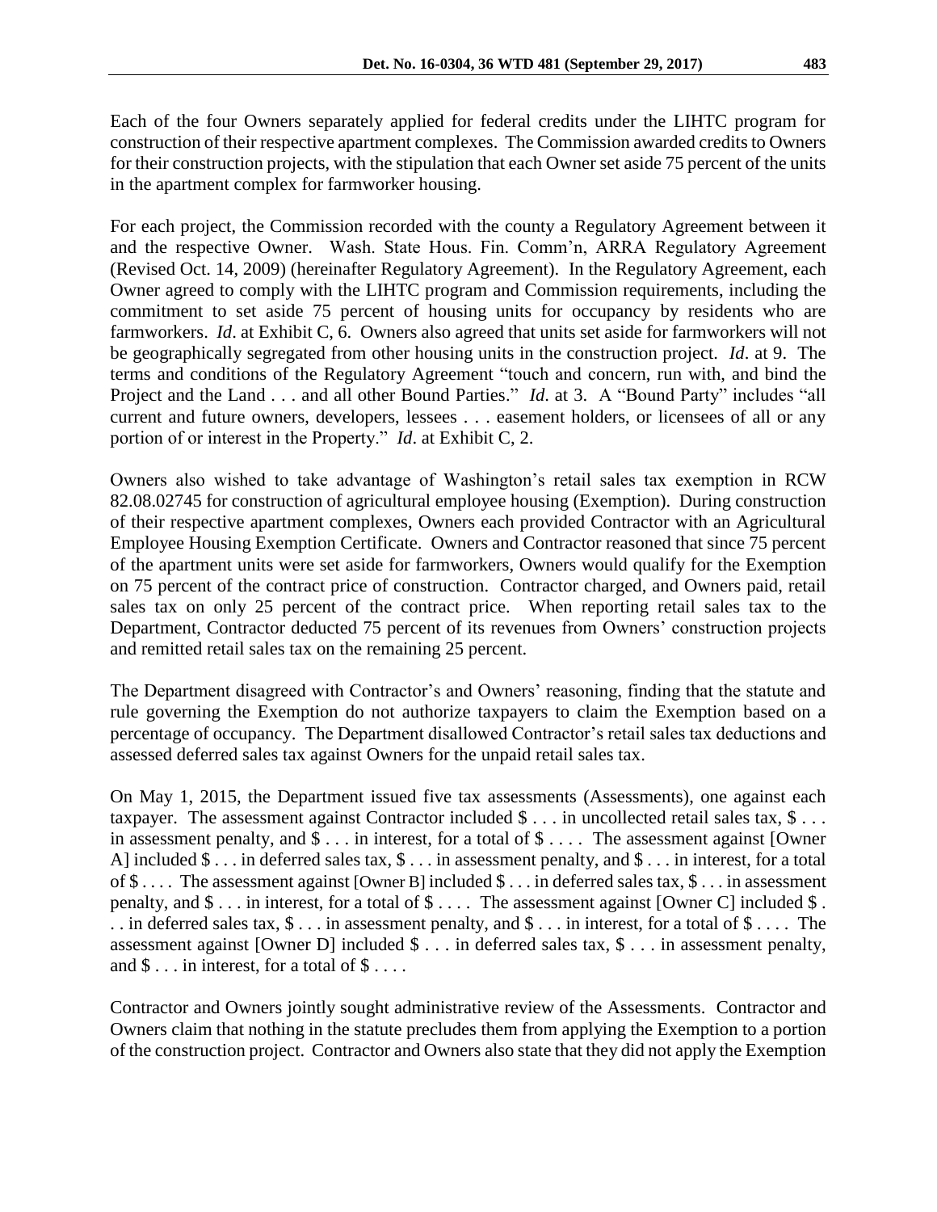Each of the four Owners separately applied for federal credits under the LIHTC program for construction of their respective apartment complexes. The Commission awarded credits to Owners for their construction projects, with the stipulation that each Owner set aside 75 percent of the units in the apartment complex for farmworker housing.

For each project, the Commission recorded with the county a Regulatory Agreement between it and the respective Owner. Wash. State Hous. Fin. Comm'n, ARRA Regulatory Agreement (Revised Oct. 14, 2009) (hereinafter Regulatory Agreement). In the Regulatory Agreement, each Owner agreed to comply with the LIHTC program and Commission requirements, including the commitment to set aside 75 percent of housing units for occupancy by residents who are farmworkers. *Id*. at Exhibit C, 6. Owners also agreed that units set aside for farmworkers will not be geographically segregated from other housing units in the construction project. *Id*. at 9. The terms and conditions of the Regulatory Agreement "touch and concern, run with, and bind the Project and the Land . . . and all other Bound Parties." *Id*. at 3. A "Bound Party" includes "all current and future owners, developers, lessees . . . easement holders, or licensees of all or any portion of or interest in the Property." *Id*. at Exhibit C, 2.

Owners also wished to take advantage of Washington's retail sales tax exemption in RCW 82.08.02745 for construction of agricultural employee housing (Exemption). During construction of their respective apartment complexes, Owners each provided Contractor with an Agricultural Employee Housing Exemption Certificate. Owners and Contractor reasoned that since 75 percent of the apartment units were set aside for farmworkers, Owners would qualify for the Exemption on 75 percent of the contract price of construction. Contractor charged, and Owners paid, retail sales tax on only 25 percent of the contract price. When reporting retail sales tax to the Department, Contractor deducted 75 percent of its revenues from Owners' construction projects and remitted retail sales tax on the remaining 25 percent.

The Department disagreed with Contractor's and Owners' reasoning, finding that the statute and rule governing the Exemption do not authorize taxpayers to claim the Exemption based on a percentage of occupancy. The Department disallowed Contractor's retail sales tax deductions and assessed deferred sales tax against Owners for the unpaid retail sales tax.

On May 1, 2015, the Department issued five tax assessments (Assessments), one against each taxpayer. The assessment against Contractor included $ . . . in uncollected retail sales tax, $ . . . in assessment penalty, and $ . . . in interest, for a total of $ . . . . The assessment against [Owner A] included $ . . . in deferred sales tax, $ . . . in assessment penalty, and $ . . . in interest, for a total of $ . . . . The assessment against [Owner B] included $ . . . in deferred sales tax, $ . . . in assessment penalty, and $ . . . in interest, for a total of $ . . . . The assessment against [Owner C] included $ . . . in deferred sales tax, $ . . . in assessment penalty, and $ . . . in interest, for a total of $ . . . . The assessment against [Owner D] included $ . . . in deferred sales tax, $ . . . in assessment penalty, and $ . . . in interest, for a total of $ . . . .

Contractor and Owners jointly sought administrative review of the Assessments. Contractor and Owners claim that nothing in the statute precludes them from applying the Exemption to a portion of the construction project. Contractor and Owners also state that they did not apply the Exemption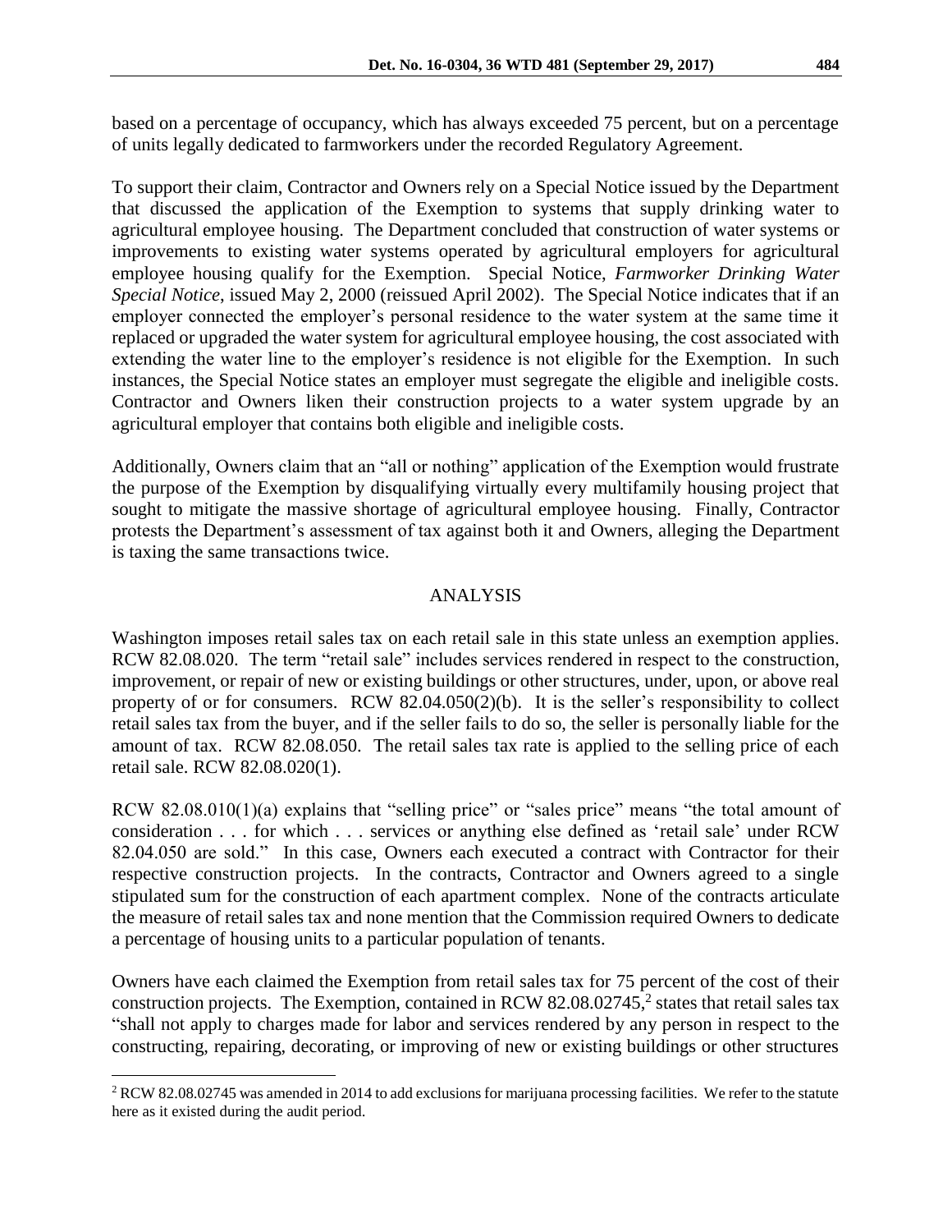based on a percentage of occupancy, which has always exceeded 75 percent, but on a percentage of units legally dedicated to farmworkers under the recorded Regulatory Agreement.

To support their claim, Contractor and Owners rely on a Special Notice issued by the Department that discussed the application of the Exemption to systems that supply drinking water to agricultural employee housing. The Department concluded that construction of water systems or improvements to existing water systems operated by agricultural employers for agricultural employee housing qualify for the Exemption. Special Notice, *Farmworker Drinking Water Special Notice*, issued May 2, 2000 (reissued April 2002). The Special Notice indicates that if an employer connected the employer's personal residence to the water system at the same time it replaced or upgraded the water system for agricultural employee housing, the cost associated with extending the water line to the employer's residence is not eligible for the Exemption. In such instances, the Special Notice states an employer must segregate the eligible and ineligible costs. Contractor and Owners liken their construction projects to a water system upgrade by an agricultural employer that contains both eligible and ineligible costs.

Additionally, Owners claim that an "all or nothing" application of the Exemption would frustrate the purpose of the Exemption by disqualifying virtually every multifamily housing project that sought to mitigate the massive shortage of agricultural employee housing. Finally, Contractor protests the Department's assessment of tax against both it and Owners, alleging the Department is taxing the same transactions twice.

## ANALYSIS

Washington imposes retail sales tax on each retail sale in this state unless an exemption applies. RCW 82.08.020. The term "retail sale" includes services rendered in respect to the construction, improvement, or repair of new or existing buildings or other structures, under, upon, or above real property of or for consumers. RCW 82.04.050(2)(b). It is the seller's responsibility to collect retail sales tax from the buyer, and if the seller fails to do so, the seller is personally liable for the amount of tax. RCW 82.08.050. The retail sales tax rate is applied to the selling price of each retail sale. RCW 82.08.020(1).

RCW 82.08.010(1)(a) explains that "selling price" or "sales price" means "the total amount of consideration . . . for which . . . services or anything else defined as 'retail sale' under RCW 82.04.050 are sold." In this case, Owners each executed a contract with Contractor for their respective construction projects. In the contracts, Contractor and Owners agreed to a single stipulated sum for the construction of each apartment complex. None of the contracts articulate the measure of retail sales tax and none mention that the Commission required Owners to dedicate a percentage of housing units to a particular population of tenants.

Owners have each claimed the Exemption from retail sales tax for 75 percent of the cost of their construction projects. The Exemption, contained in RCW 82.08.02745,[2] states that retail sales tax "shall not apply to charges made for labor and services rendered by any person in respect to the constructing, repairing, decorating, or improving of new or existing buildings or other structures

[2] RCW 82.08.02745 was amended in 2014 to add exclusions for marijuana processing facilities. We refer to the statute here as it existed during the audit period.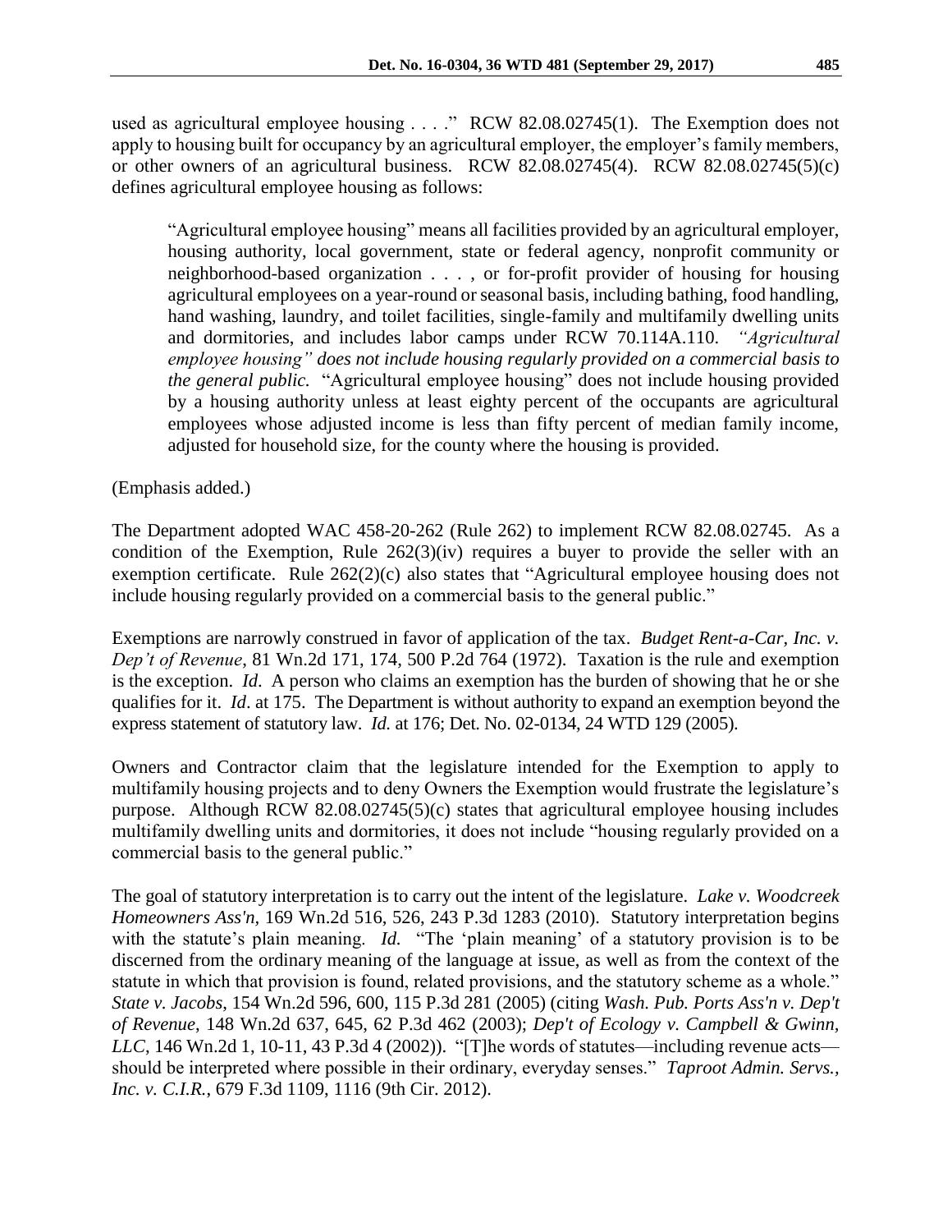used as agricultural employee housing . . . ." RCW 82.08.02745(1). The Exemption does not apply to housing built for occupancy by an agricultural employer, the employer's family members, or other owners of an agricultural business. RCW 82.08.02745(4). RCW 82.08.02745(5)(c) defines agricultural employee housing as follows:

> "Agricultural employee housing" means all facilities provided by an agricultural employer, housing authority, local government, state or federal agency, nonprofit community or neighborhood-based organization . . . , or for-profit provider of housing for housing agricultural employees on a year-round or seasonal basis, including bathing, food handling, hand washing, laundry, and toilet facilities, single-family and multifamily dwelling units and dormitories, and includes labor camps under RCW 70.114A.110. *"Agricultural employee housing" does not include housing regularly provided on a commercial basis to the general public.* "Agricultural employee housing" does not include housing provided by a housing authority unless at least eighty percent of the occupants are agricultural employees whose adjusted income is less than fifty percent of median family income, adjusted for household size, for the county where the housing is provided.

(Emphasis added.)

The Department adopted WAC 458-20-262 (Rule 262) to implement RCW 82.08.02745. As a condition of the Exemption, Rule 262(3)(iv) requires a buyer to provide the seller with an exemption certificate. Rule 262(2)(c) also states that "Agricultural employee housing does not include housing regularly provided on a commercial basis to the general public."

Exemptions are narrowly construed in favor of application of the tax. *Budget Rent-a-Car, Inc. v. Dep't of Revenue*, 81 Wn.2d 171, 174, 500 P.2d 764 (1972). Taxation is the rule and exemption is the exception. *Id*. A person who claims an exemption has the burden of showing that he or she qualifies for it. *Id*. at 175. The Department is without authority to expand an exemption beyond the express statement of statutory law. *Id.* at 176; Det. No. 02-0134, 24 WTD 129 (2005).

Owners and Contractor claim that the legislature intended for the Exemption to apply to multifamily housing projects and to deny Owners the Exemption would frustrate the legislature's purpose. Although RCW 82.08.02745(5)(c) states that agricultural employee housing includes multifamily dwelling units and dormitories, it does not include "housing regularly provided on a commercial basis to the general public."

The goal of statutory interpretation is to carry out the intent of the legislature. *Lake v. Woodcreek Homeowners Ass'n,* 169 Wn.2d 516, 526, 243 P.3d 1283 (2010). Statutory interpretation begins with the statute's plain meaning. *Id.* "The 'plain meaning' of a statutory provision is to be discerned from the ordinary meaning of the language at issue, as well as from the context of the statute in which that provision is found, related provisions, and the statutory scheme as a whole." *State v. Jacobs*, 154 Wn.2d 596, 600, 115 P.3d 281 (2005) (citing *Wash. Pub. Ports Ass'n v. Dep't of Revenue*, 148 Wn.2d 637, 645, 62 P.3d 462 (2003); *Dep't of Ecology v. Campbell & Gwinn, LLC*, 146 Wn.2d 1, 10-11, 43 P.3d 4 (2002)). "[T]he words of statutes—including revenue acts—should be interpreted where possible in their ordinary, everyday senses." *Taproot Admin. Servs., Inc. v. C.I.R.*, 679 F.3d 1109, 1116 (9th Cir. 2012).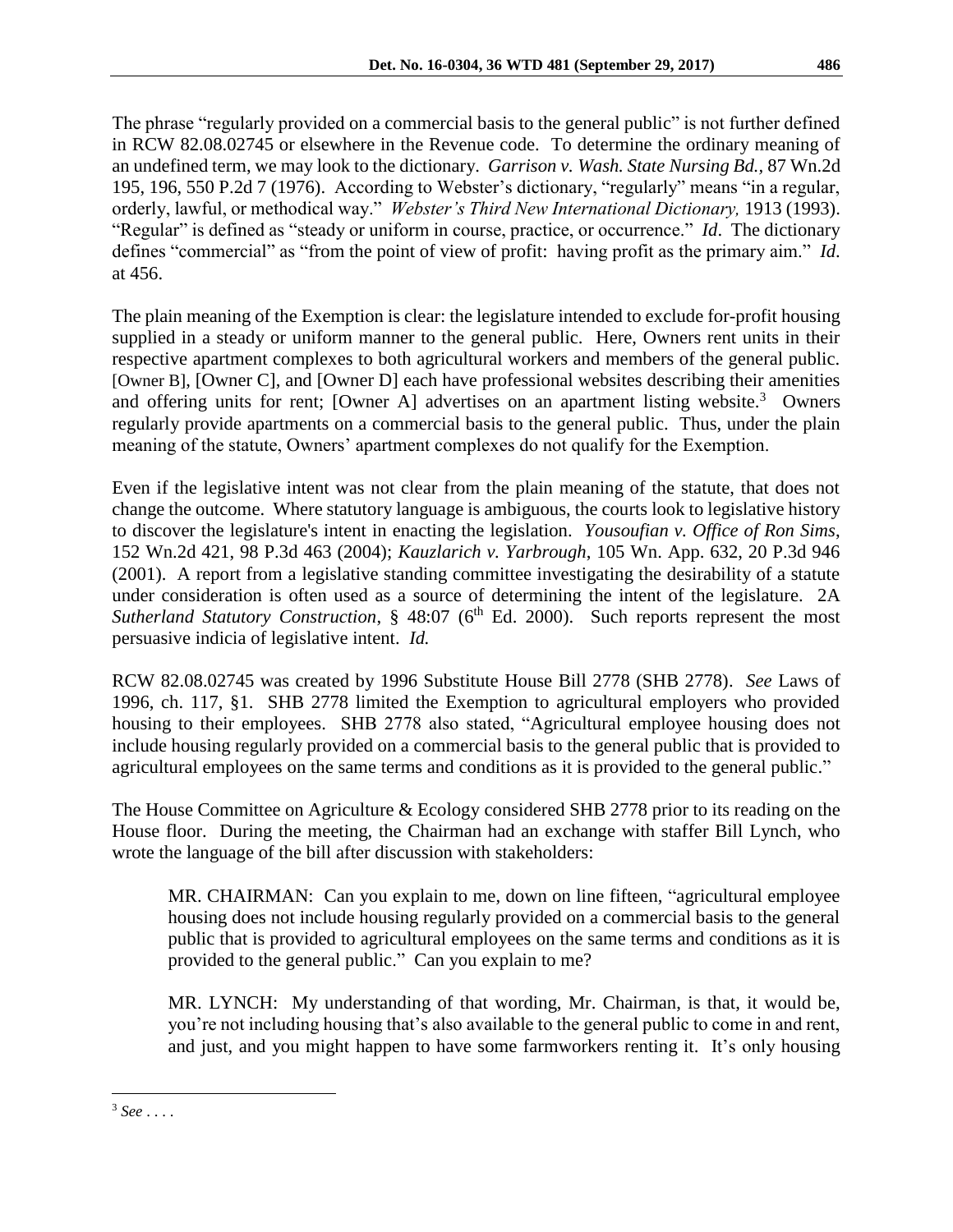The phrase "regularly provided on a commercial basis to the general public" is not further defined in RCW 82.08.02745 or elsewhere in the Revenue code. To determine the ordinary meaning of an undefined term, we may look to the dictionary. *Garrison v. Wash. State Nursing Bd.*, 87 Wn.2d 195, 196, 550 P.2d 7 (1976). According to Webster's dictionary, "regularly" means "in a regular, orderly, lawful, or methodical way." *Webster's Third New International Dictionary,* 1913 (1993). "Regular" is defined as "steady or uniform in course, practice, or occurrence." *Id*. The dictionary defines "commercial" as "from the point of view of profit: having profit as the primary aim." *Id*. at 456.

The plain meaning of the Exemption is clear: the legislature intended to exclude for-profit housing supplied in a steady or uniform manner to the general public. Here, Owners rent units in their respective apartment complexes to both agricultural workers and members of the general public. [Owner B], [Owner C], and [Owner D] each have professional websites describing their amenities and offering units for rent; [Owner A] advertises on an apartment listing website.[3] Owners regularly provide apartments on a commercial basis to the general public. Thus, under the plain meaning of the statute, Owners' apartment complexes do not qualify for the Exemption.

Even if the legislative intent was not clear from the plain meaning of the statute, that does not change the outcome. Where statutory language is ambiguous, the courts look to legislative history to discover the legislature's intent in enacting the legislation. *Yousoufian v. Office of Ron Sims*, 152 Wn.2d 421, 98 P.3d 463 (2004); *Kauzlarich v. Yarbrough*, 105 Wn. App. 632, 20 P.3d 946 (2001). A report from a legislative standing committee investigating the desirability of a statute under consideration is often used as a source of determining the intent of the legislature. 2A *Sutherland Statutory Construction*, § 48:07 (6th Ed. 2000). Such reports represent the most persuasive indicia of legislative intent. *Id.*

RCW 82.08.02745 was created by 1996 Substitute House Bill 2778 (SHB 2778). *See* Laws of 1996, ch. 117, §1. SHB 2778 limited the Exemption to agricultural employers who provided housing to their employees. SHB 2778 also stated, "Agricultural employee housing does not include housing regularly provided on a commercial basis to the general public that is provided to agricultural employees on the same terms and conditions as it is provided to the general public."

The House Committee on Agriculture & Ecology considered SHB 2778 prior to its reading on the House floor. During the meeting, the Chairman had an exchange with staffer Bill Lynch, who wrote the language of the bill after discussion with stakeholders:

> MR. CHAIRMAN: Can you explain to me, down on line fifteen, "agricultural employee housing does not include housing regularly provided on a commercial basis to the general public that is provided to agricultural employees on the same terms and conditions as it is provided to the general public." Can you explain to me?
>
> MR. LYNCH: My understanding of that wording, Mr. Chairman, is that, it would be, you're not including housing that's also available to the general public to come in and rent, and just, and you might happen to have some farmworkers renting it. It's only housing

[3] *See* . . . .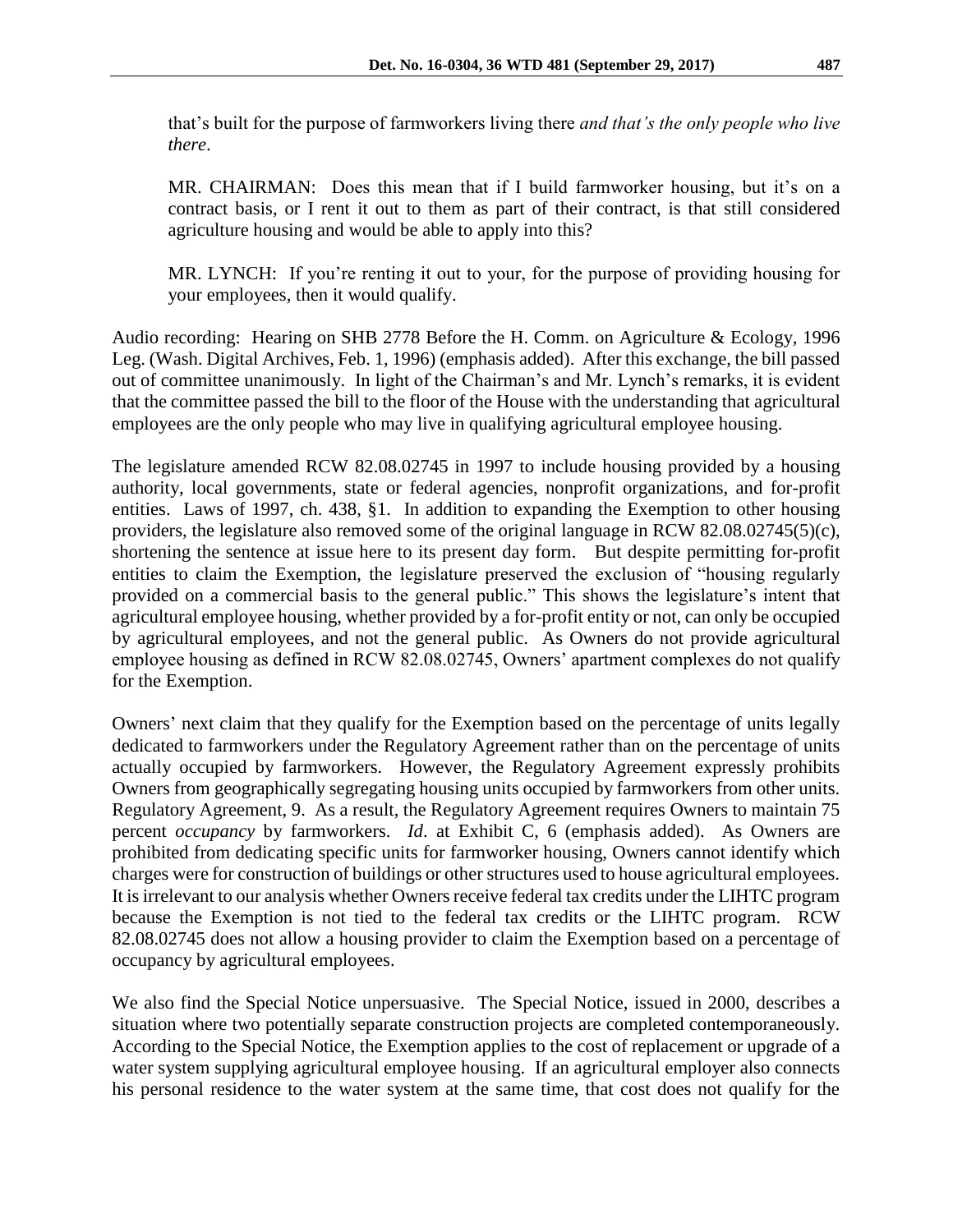that's built for the purpose of farmworkers living there *and that's the only people who live there*.

> MR. CHAIRMAN: Does this mean that if I build farmworker housing, but it's on a contract basis, or I rent it out to them as part of their contract, is that still considered agriculture housing and would be able to apply into this?

> MR. LYNCH: If you're renting it out to your, for the purpose of providing housing for your employees, then it would qualify.

Audio recording: Hearing on SHB 2778 Before the H. Comm. on Agriculture & Ecology, 1996 Leg. (Wash. Digital Archives, Feb. 1, 1996) (emphasis added). After this exchange, the bill passed out of committee unanimously. In light of the Chairman's and Mr. Lynch's remarks, it is evident that the committee passed the bill to the floor of the House with the understanding that agricultural employees are the only people who may live in qualifying agricultural employee housing.

The legislature amended RCW 82.08.02745 in 1997 to include housing provided by a housing authority, local governments, state or federal agencies, nonprofit organizations, and for-profit entities. Laws of 1997, ch. 438, §1. In addition to expanding the Exemption to other housing providers, the legislature also removed some of the original language in RCW 82.08.02745(5)(c), shortening the sentence at issue here to its present day form. But despite permitting for-profit entities to claim the Exemption, the legislature preserved the exclusion of "housing regularly provided on a commercial basis to the general public." This shows the legislature's intent that agricultural employee housing, whether provided by a for-profit entity or not, can only be occupied by agricultural employees, and not the general public. As Owners do not provide agricultural employee housing as defined in RCW 82.08.02745, Owners' apartment complexes do not qualify for the Exemption.

Owners' next claim that they qualify for the Exemption based on the percentage of units legally dedicated to farmworkers under the Regulatory Agreement rather than on the percentage of units actually occupied by farmworkers. However, the Regulatory Agreement expressly prohibits Owners from geographically segregating housing units occupied by farmworkers from other units. Regulatory Agreement, 9. As a result, the Regulatory Agreement requires Owners to maintain 75 percent *occupancy* by farmworkers. *Id*. at Exhibit C, 6 (emphasis added). As Owners are prohibited from dedicating specific units for farmworker housing, Owners cannot identify which charges were for construction of buildings or other structures used to house agricultural employees. It is irrelevant to our analysis whether Owners receive federal tax credits under the LIHTC program because the Exemption is not tied to the federal tax credits or the LIHTC program. RCW 82.08.02745 does not allow a housing provider to claim the Exemption based on a percentage of occupancy by agricultural employees.

We also find the Special Notice unpersuasive. The Special Notice, issued in 2000, describes a situation where two potentially separate construction projects are completed contemporaneously. According to the Special Notice, the Exemption applies to the cost of replacement or upgrade of a water system supplying agricultural employee housing. If an agricultural employer also connects his personal residence to the water system at the same time, that cost does not qualify for the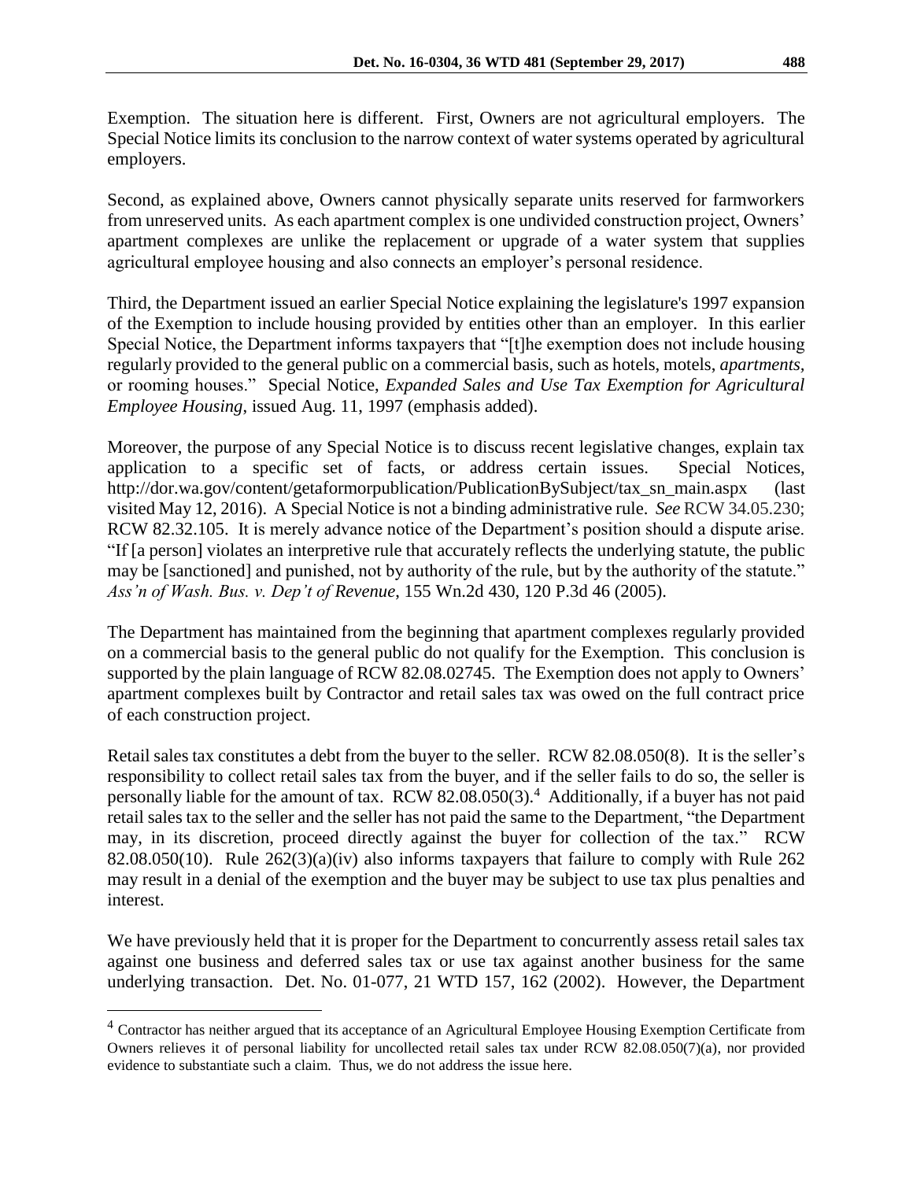Exemption. The situation here is different. First, Owners are not agricultural employers. The Special Notice limits its conclusion to the narrow context of water systems operated by agricultural employers.

Second, as explained above, Owners cannot physically separate units reserved for farmworkers from unreserved units. As each apartment complex is one undivided construction project, Owners' apartment complexes are unlike the replacement or upgrade of a water system that supplies agricultural employee housing and also connects an employer's personal residence.

Third, the Department issued an earlier Special Notice explaining the legislature's 1997 expansion of the Exemption to include housing provided by entities other than an employer. In this earlier Special Notice, the Department informs taxpayers that "[t]he exemption does not include housing regularly provided to the general public on a commercial basis, such as hotels, motels, *apartments*, or rooming houses." Special Notice, *Expanded Sales and Use Tax Exemption for Agricultural Employee Housing*, issued Aug. 11, 1997 (emphasis added).

Moreover, the purpose of any Special Notice is to discuss recent legislative changes, explain tax application to a specific set of facts, or address certain issues. Special Notices, http://dor.wa.gov/content/getaformorpublication/PublicationBySubject/tax_sn_main.aspx (last visited May 12, 2016). A Special Notice is not a binding administrative rule. *See* RCW 34.05.230; RCW 82.32.105. It is merely advance notice of the Department's position should a dispute arise. "If [a person] violates an interpretive rule that accurately reflects the underlying statute, the public may be [sanctioned] and punished, not by authority of the rule, but by the authority of the statute." *Ass'n of Wash. Bus. v. Dep't of Revenue*, 155 Wn.2d 430, 120 P.3d 46 (2005).

The Department has maintained from the beginning that apartment complexes regularly provided on a commercial basis to the general public do not qualify for the Exemption. This conclusion is supported by the plain language of RCW 82.08.02745. The Exemption does not apply to Owners' apartment complexes built by Contractor and retail sales tax was owed on the full contract price of each construction project.

Retail sales tax constitutes a debt from the buyer to the seller. RCW 82.08.050(8). It is the seller's responsibility to collect retail sales tax from the buyer, and if the seller fails to do so, the seller is personally liable for the amount of tax. RCW 82.08.050(3).[4] Additionally, if a buyer has not paid retail sales tax to the seller and the seller has not paid the same to the Department, "the Department may, in its discretion, proceed directly against the buyer for collection of the tax." RCW 82.08.050(10). Rule 262(3)(a)(iv) also informs taxpayers that failure to comply with Rule 262 may result in a denial of the exemption and the buyer may be subject to use tax plus penalties and interest.

We have previously held that it is proper for the Department to concurrently assess retail sales tax against one business and deferred sales tax or use tax against another business for the same underlying transaction. Det. No. 01-077, 21 WTD 157, 162 (2002). However, the Department

[4] Contractor has neither argued that its acceptance of an Agricultural Employee Housing Exemption Certificate from Owners relieves it of personal liability for uncollected retail sales tax under RCW 82.08.050(7)(a), nor provided evidence to substantiate such a claim. Thus, we do not address the issue here.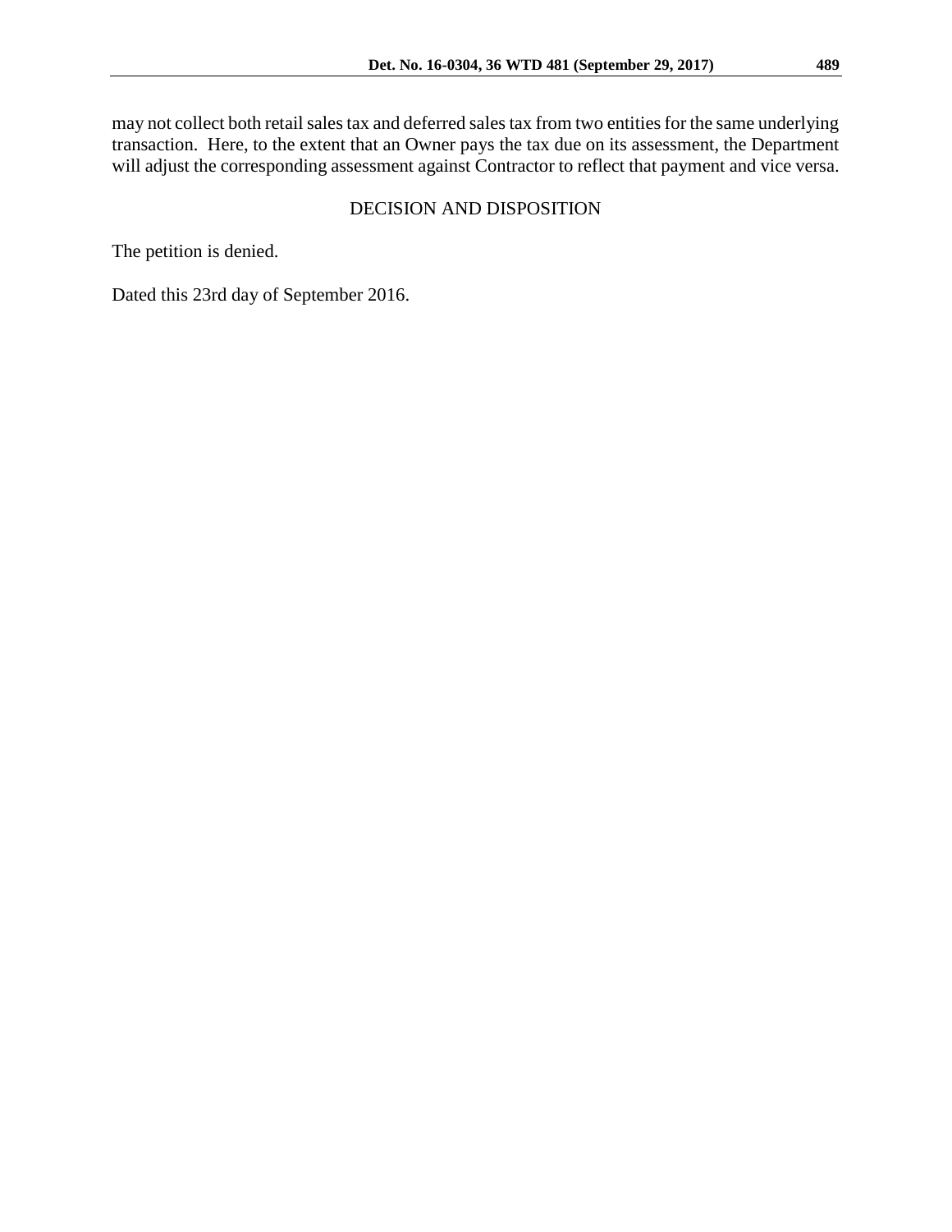may not collect both retail sales tax and deferred sales tax from two entities for the same underlying transaction. Here, to the extent that an Owner pays the tax due on its assessment, the Department will adjust the corresponding assessment against Contractor to reflect that payment and vice versa.

## DECISION AND DISPOSITION

The petition is denied.

Dated this 23rd day of September 2016.